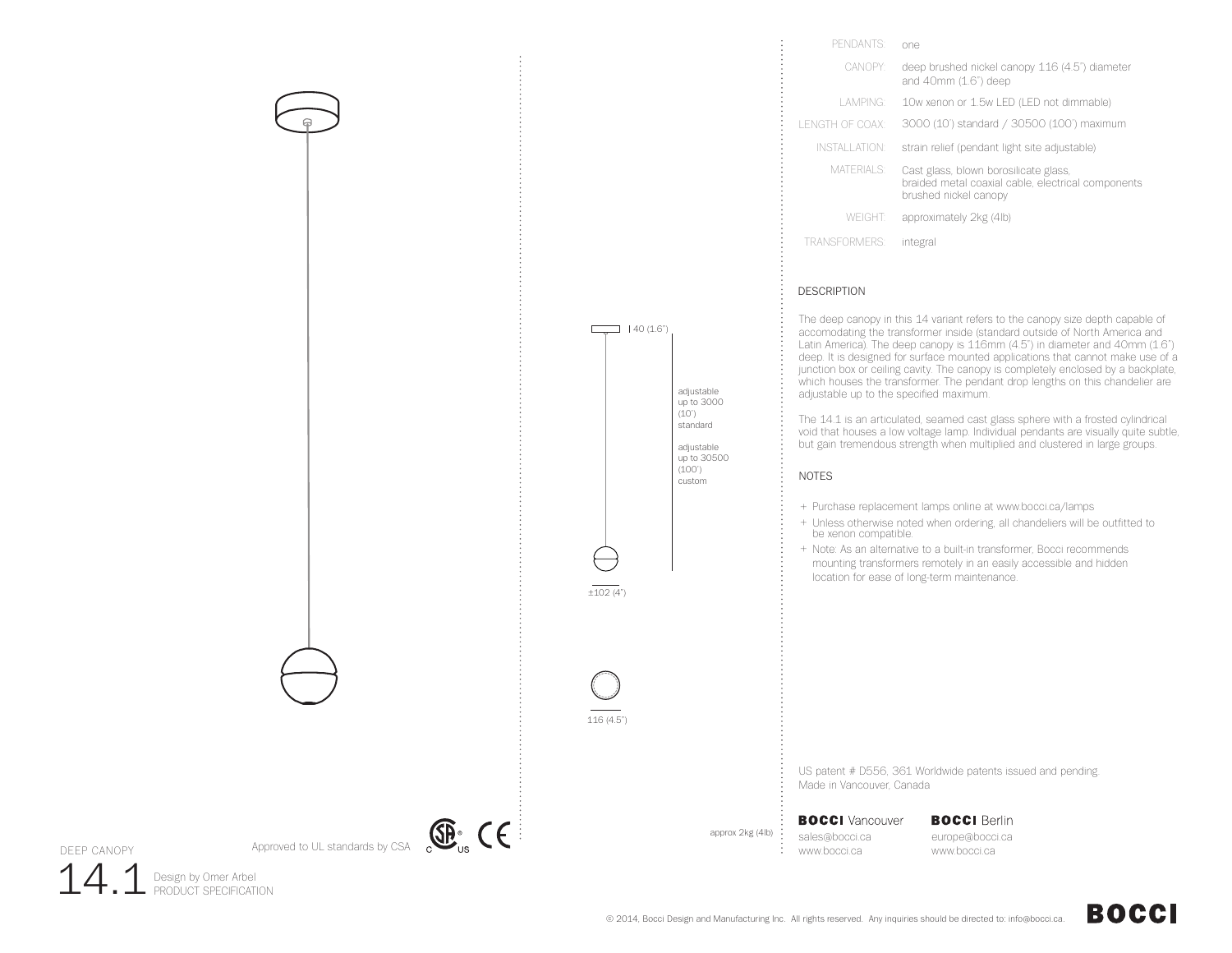| | |
|---|---|
| PENDANTS: | one |
| CANOPY: | deep brushed nickel canopy 116 (4.5") diameter and 40mm (1.6") deep |
| LAMPING: | 10w xenon or 1.5w LED (LED not dimmable) |
| LENGTH OF COAX: | 3000 (10') standard / 30500 (100') maximum |
| INSTALLATION: | strain relief (pendant light site adjustable) |
| MATERIALS: | Cast glass, blown borosilicate glass, braided metal coaxial cable, electrical components brushed nickel canopy |
| WEIGHT: | approximately 2kg (4lb) |
| TRANSFORMERS: | integral |

## DESCRIPTION

The deep canopy in this 14 variant refers to the canopy size depth capable of accomodating the transformer inside (standard outside of North America and Latin America). The deep canopy is 116mm (4.5") in diameter and 40mm (1.6") deep. It is designed for surface mounted applications that cannot make use of a junction box or ceiling cavity. The canopy is completely enclosed by a backplate, which houses the transformer. The pendant drop lengths on this chandelier are adjustable up to the specified maximum.

The 14.1 is an articulated, seamed cast glass sphere with a frosted cylindrical void that houses a low voltage lamp. Individual pendants are visually quite subtle, but gain tremendous strength when multiplied and clustered in large groups.

## NOTES

+ Purchase replacement lamps online at www.bocci.ca/lamps
+ Unless otherwise noted when ordering, all chandeliers will be outfitted to be xenon compatible.
+ Note: As an alternative to a built-in transformer, Bocci recommends mounting transformers remotely in an easily accessible and hidden location for ease of long-term maintenance.

40 (1.6")

adjustable up to 3000 (10') standard

adjustable up to 30500 (100') custom

±102 (4")

116 (4.5")

approx 2kg (4lb)

US patent # D556, 361 Worldwide patents issued and pending
Made in Vancouver, Canada

**BOCCI** Vancouver
sales@bocci.ca
www.bocci.ca

**BOCCI** Berlin
europe@bocci.ca
www.bocci.ca

Approved to UL standards by CSA

DEEP CANOPY

# 14.1 Design by Omer Arbel PRODUCT SPECIFICATION

© 2014, Bocci Design and Manufacturing Inc. All rights reserved. Any inquiries should be directed to: info@bocci.ca.

BOCCI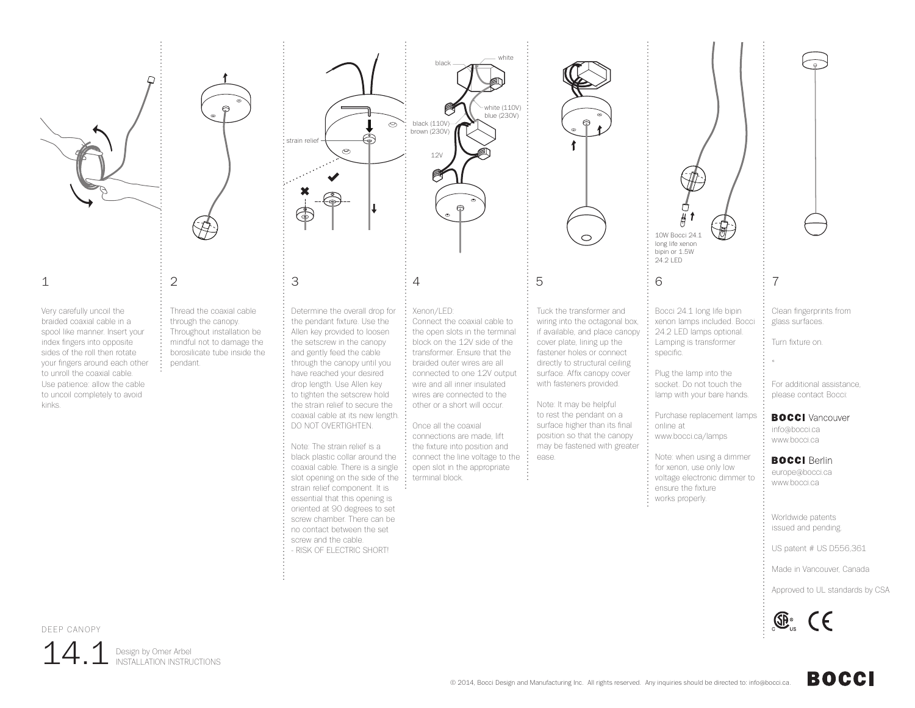## 1

Very carefully uncoil the braided coaxial cable in a spool like manner. Insert your index fingers into opposite sides of the roll then rotate your fingers around each other to unroll the coaxial cable. Use patience: allow the cable to uncoil completely to avoid kinks.

## 2

Thread the coaxial cable through the canopy. Throughout installation be mindful not to damage the borosilicate tube inside the pendant.

## 3

strain relief

Determine the overall drop for the pendant fixture. Use the Allen key provided to loosen the setscrew in the canopy and gently feed the cable through the canopy until you have reached your desired drop length. Use Allen key to tighten the setscrew hold the strain relief to secure the coaxial cable at its new length. DO NOT OVERTIGHTEN.

Note: The strain relief is a black plastic collar around the coaxial cable. There is a single slot opening on the side of the strain relief component. It is essential that this opening is oriented at 90 degrees to set screw chamber. There can be no contact between the set screw and the cable.
- RISK OF ELECTRIC SHORT!

## 4

black
white
white (110V)
blue (230V)
black (110V)
brown (230V)
12V

Xenon/LED:
Connect the coaxial cable to the open slots in the terminal block on the 12V side of the transformer. Ensure that the braided outer wires are all connected to one 12V output wire and all inner insulated wires are connected to the other or a short will occur.

Once all the coaxial connections are made, lift the fixture into position and connect the line voltage to the open slot in the appropriate terminal block.

## 5

Tuck the transformer and wiring into the octagonal box, if available, and place canopy cover plate, lining up the fastener holes or connect directly to structural ceiling surface. Affix canopy cover with fasteners provided.

Note: It may be helpful to rest the pendant on a surface higher than its final position so that the canopy may be fastened with greater ease.

## 6

10W Bocci 24.1 long life xenon bipin or 1.5W 24.2 LED

Bocci 24.1 long life bipin xenon lamps included. Bocci 24.2 LED lamps optional. Lamping is transformer specific.

Plug the lamp into the socket. Do not touch the lamp with your bare hands.

Purchase replacement lamps online at www.bocci.ca/lamps

Note: when using a dimmer for xenon, use only low voltage electronic dimmer to ensure the fixture works properly.

## 7

Clean fingerprints from glass surfaces.

Turn fixture on.

*

For additional assistance, please contact Bocci:

**BOCCI** Vancouver
info@bocci.ca
www.bocci.ca

**BOCCI** Berlin
europe@bocci.ca
www.bocci.ca

Worldwide patents issued and pending.

US patent # US D556,361

Made in Vancouver, Canada

Approved to UL standards by CSA

DEEP CANOPY

# 14.1

Design by Omer Arbel
INSTALLATION INSTRUCTIONS

© 2014, Bocci Design and Manufacturing Inc. All rights reserved. Any inquiries should be directed to: info@bocci.ca.

**BOCCI**